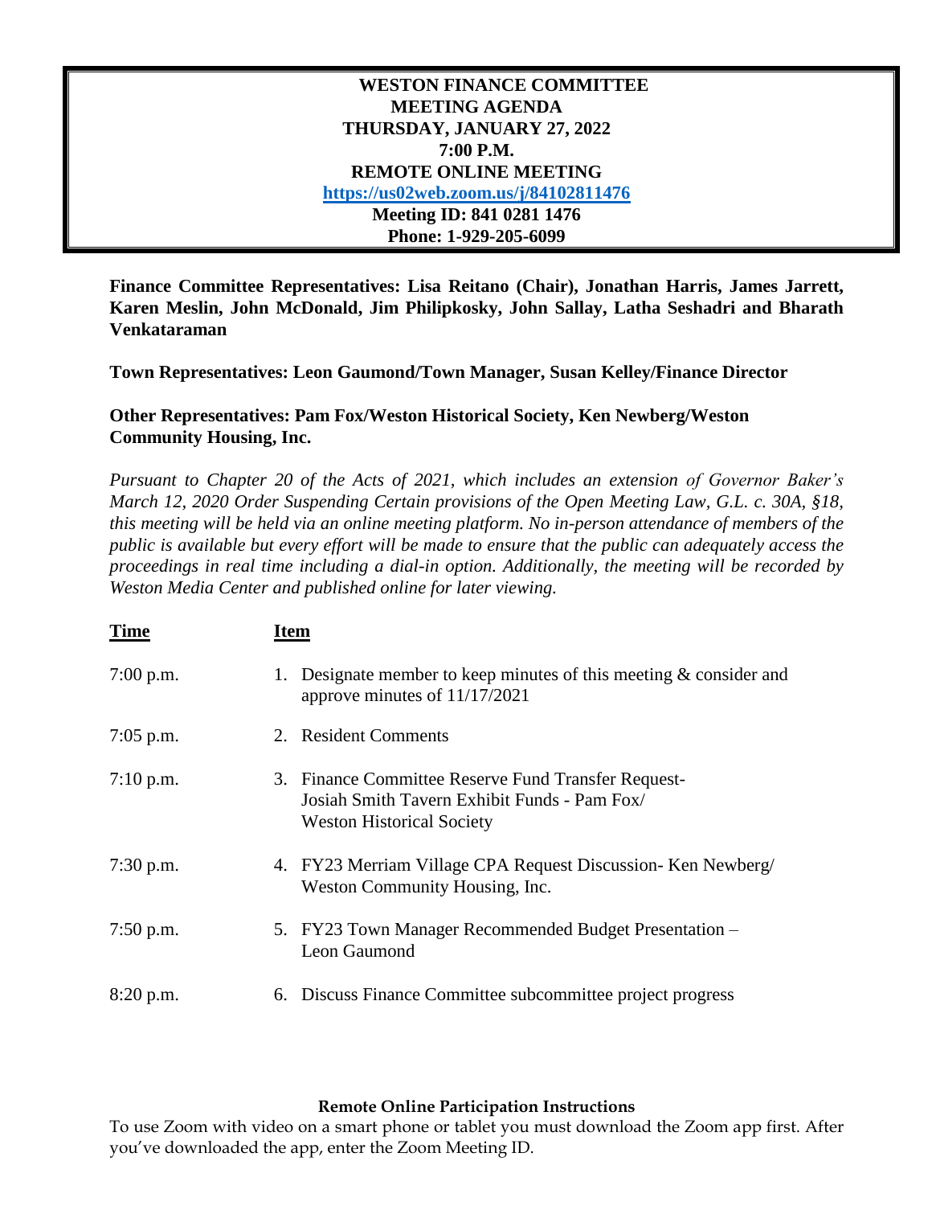# WESTON FINANCE COMMITTEE
## MEETING AGENDA
## THURSDAY, JANUARY 27, 2022
## 7:00 P.M.
## REMOTE ONLINE MEETING

**[https://us02web.zoom.us/j/84102811476](https://us02web.zoom.us/j/84102811476)**

**Meeting ID: 841 0281 1476**

**Phone: 1-929-205-6099**

**Finance Committee Representatives: Lisa Reitano (Chair), Jonathan Harris, James Jarrett, Karen Meslin, John McDonald, Jim Philipkosky, John Sallay, Latha Seshadri and Bharath Venkataraman**

**Town Representatives: Leon Gaumond/Town Manager, Susan Kelley/Finance Director**

**Other Representatives: Pam Fox/Weston Historical Society, Ken Newberg/Weston Community Housing, Inc.**

*Pursuant to Chapter 20 of the Acts of 2021, which includes an extension of Governor Baker's March 12, 2020 Order Suspending Certain provisions of the Open Meeting Law, G.L. c. 30A, §18, this meeting will be held via an online meeting platform. No in-person attendance of members of the public is available but every effort will be made to ensure that the public can adequately access the proceedings in real time including a dial-in option. Additionally, the meeting will be recorded by Weston Media Center and published online for later viewing.*

| Time | Item |
|---|---|
| 7:00 p.m. | 1. Designate member to keep minutes of this meeting & consider and approve minutes of 11/17/2021 |
| 7:05 p.m. | 2. Resident Comments |
| 7:10 p.m. | 3. Finance Committee Reserve Fund Transfer Request- Josiah Smith Tavern Exhibit Funds - Pam Fox/ Weston Historical Society |
| 7:30 p.m. | 4. FY23 Merriam Village CPA Request Discussion- Ken Newberg/ Weston Community Housing, Inc. |
| 7:50 p.m. | 5. FY23 Town Manager Recommended Budget Presentation – Leon Gaumond |
| 8:20 p.m. | 6. Discuss Finance Committee subcommittee project progress |

**Remote Online Participation Instructions**

To use Zoom with video on a smart phone or tablet you must download the Zoom app first. After you've downloaded the app, enter the Zoom Meeting ID.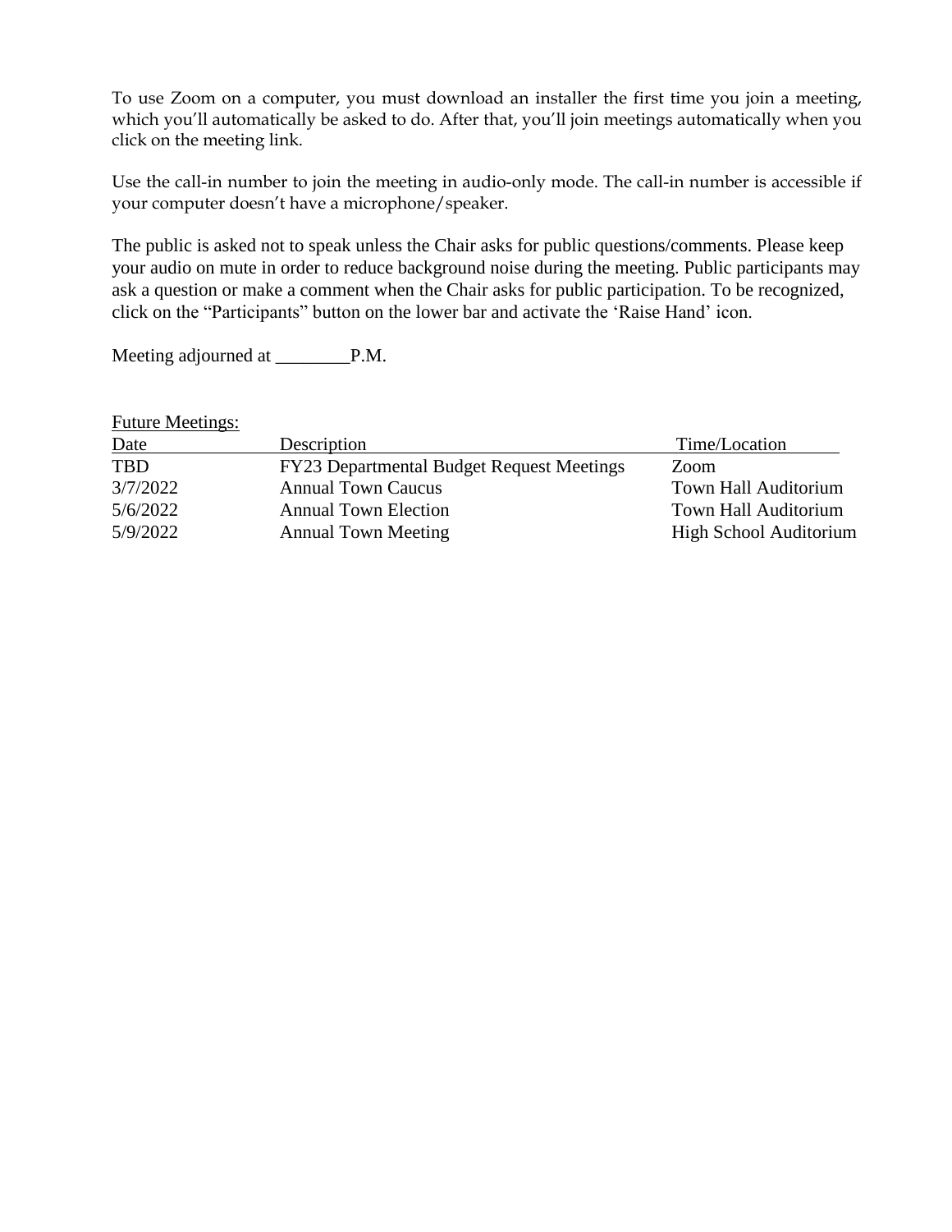To use Zoom on a computer, you must download an installer the first time you join a meeting, which you'll automatically be asked to do. After that, you'll join meetings automatically when you click on the meeting link.

Use the call-in number to join the meeting in audio-only mode. The call-in number is accessible if your computer doesn't have a microphone/speaker.

The public is asked not to speak unless the Chair asks for public questions/comments. Please keep your audio on mute in order to reduce background noise during the meeting. Public participants may ask a question or make a comment when the Chair asks for public participation. To be recognized, click on the "Participants" button on the lower bar and activate the 'Raise Hand' icon.

Meeting adjourned at ________P.M.

Future Meetings:

| Date | Description | Time/Location |
|---|---|---|
| TBD | FY23 Departmental Budget Request Meetings | Zoom |
| 3/7/2022 | Annual Town Caucus | Town Hall Auditorium |
| 5/6/2022 | Annual Town Election | Town Hall Auditorium |
| 5/9/2022 | Annual Town Meeting | High School Auditorium |